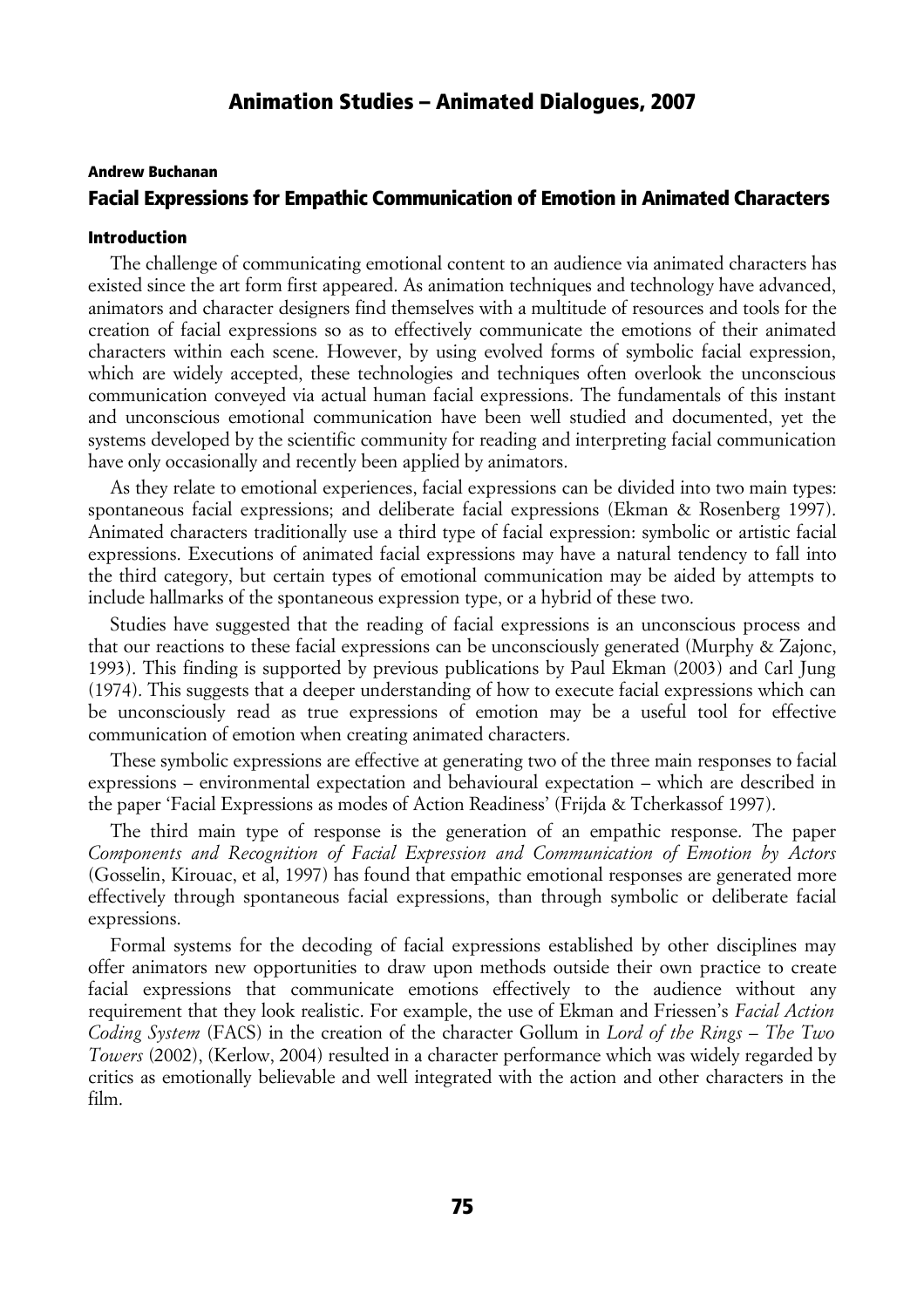# Animation Studies – Animated Dialogues, 2007

**Andrew Buchanan**

## Facial Expressions for Empathic Communication of Emotion in Animated Characters

### Introduction

The challenge of communicating emotional content to an audience via animated characters has existed since the art form first appeared. As animation techniques and technology have advanced, animators and character designers find themselves with a multitude of resources and tools for the creation of facial expressions so as to effectively communicate the emotions of their animated characters within each scene. However, by using evolved forms of symbolic facial expression, which are widely accepted, these technologies and techniques often overlook the unconscious communication conveyed via actual human facial expressions. The fundamentals of this instant and unconscious emotional communication have been well studied and documented, yet the systems developed by the scientific community for reading and interpreting facial communication have only occasionally and recently been applied by animators.

As they relate to emotional experiences, facial expressions can be divided into two main types: spontaneous facial expressions; and deliberate facial expressions (Ekman & Rosenberg 1997). Animated characters traditionally use a third type of facial expression: symbolic or artistic facial expressions. Executions of animated facial expressions may have a natural tendency to fall into the third category, but certain types of emotional communication may be aided by attempts to include hallmarks of the spontaneous expression type, or a hybrid of these two.

Studies have suggested that the reading of facial expressions is an unconscious process and that our reactions to these facial expressions can be unconsciously generated (Murphy & Zajonc, 1993). This finding is supported by previous publications by Paul Ekman (2003) and Carl Jung (1974). This suggests that a deeper understanding of how to execute facial expressions which can be unconsciously read as true expressions of emotion may be a useful tool for effective communication of emotion when creating animated characters.

These symbolic expressions are effective at generating two of the three main responses to facial expressions – environmental expectation and behavioural expectation – which are described in the paper 'Facial Expressions as modes of Action Readiness' (Frijda & Tcherkassof 1997).

The third main type of response is the generation of an empathic response. The paper *Components and Recognition of Facial Expression and Communication of Emotion by Actors* (Gosselin, Kirouac, et al, 1997) has found that empathic emotional responses are generated more effectively through spontaneous facial expressions, than through symbolic or deliberate facial expressions.

Formal systems for the decoding of facial expressions established by other disciplines may offer animators new opportunities to draw upon methods outside their own practice to create facial expressions that communicate emotions effectively to the audience without any requirement that they look realistic. For example, the use of Ekman and Friessen's *Facial Action Coding System* (FACS) in the creation of the character Gollum in *Lord of the Rings – The Two Towers* (2002), (Kerlow, 2004) resulted in a character performance which was widely regarded by critics as emotionally believable and well integrated with the action and other characters in the film.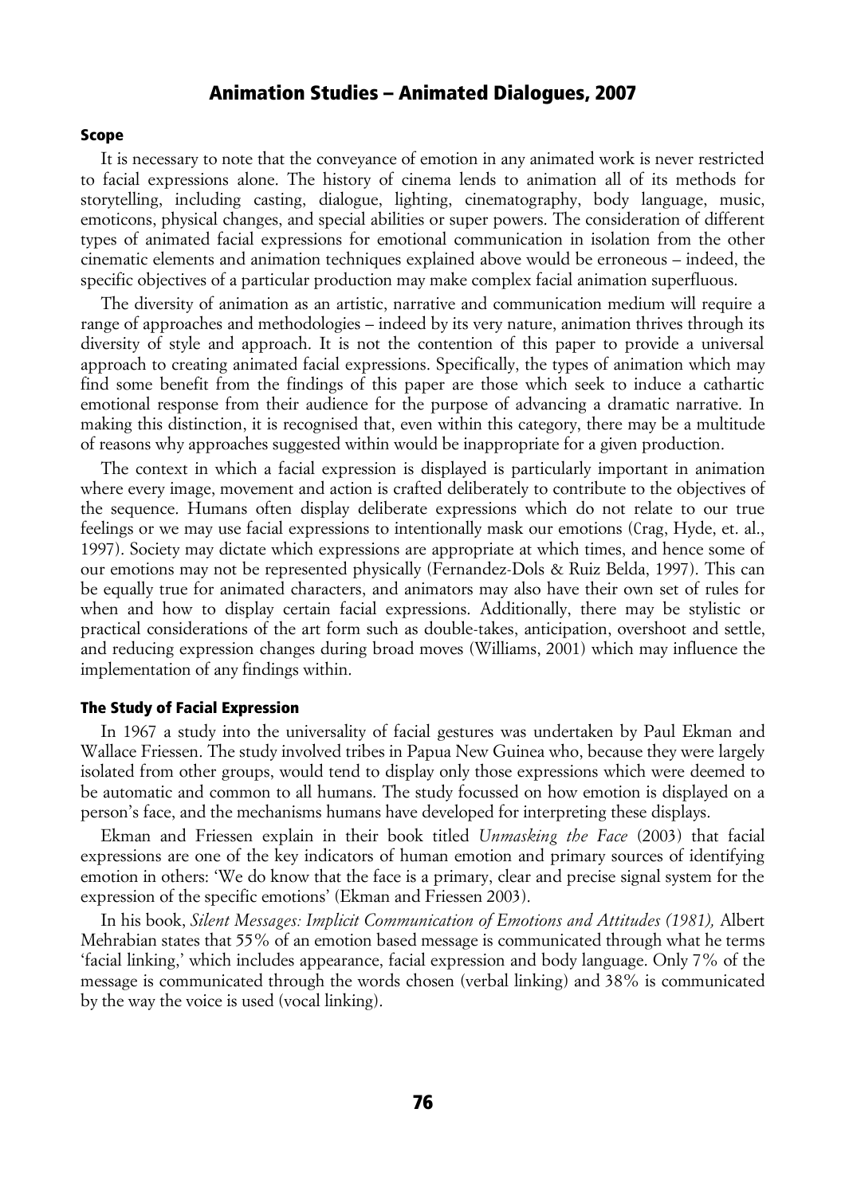## Scope

It is necessary to note that the conveyance of emotion in any animated work is never restricted to facial expressions alone. The history of cinema lends to animation all of its methods for storytelling, including casting, dialogue, lighting, cinematography, body language, music, emoticons, physical changes, and special abilities or super powers. The consideration of different types of animated facial expressions for emotional communication in isolation from the other cinematic elements and animation techniques explained above would be erroneous – indeed, the specific objectives of a particular production may make complex facial animation superfluous.

The diversity of animation as an artistic, narrative and communication medium will require a range of approaches and methodologies – indeed by its very nature, animation thrives through its diversity of style and approach. It is not the contention of this paper to provide a universal approach to creating animated facial expressions. Specifically, the types of animation which may find some benefit from the findings of this paper are those which seek to induce a cathartic emotional response from their audience for the purpose of advancing a dramatic narrative. In making this distinction, it is recognised that, even within this category, there may be a multitude of reasons why approaches suggested within would be inappropriate for a given production.

The context in which a facial expression is displayed is particularly important in animation where every image, movement and action is crafted deliberately to contribute to the objectives of the sequence. Humans often display deliberate expressions which do not relate to our true feelings or we may use facial expressions to intentionally mask our emotions (Crag, Hyde, et. al., 1997). Society may dictate which expressions are appropriate at which times, and hence some of our emotions may not be represented physically (Fernandez-Dols & Ruiz Belda, 1997). This can be equally true for animated characters, and animators may also have their own set of rules for when and how to display certain facial expressions. Additionally, there may be stylistic or practical considerations of the art form such as double-takes, anticipation, overshoot and settle, and reducing expression changes during broad moves (Williams, 2001) which may influence the implementation of any findings within.

## The Study of Facial Expression

In 1967 a study into the universality of facial gestures was undertaken by Paul Ekman and Wallace Friessen. The study involved tribes in Papua New Guinea who, because they were largely isolated from other groups, would tend to display only those expressions which were deemed to be automatic and common to all humans. The study focussed on how emotion is displayed on a person's face, and the mechanisms humans have developed for interpreting these displays.

Ekman and Friessen explain in their book titled *Unmasking the Face* (2003) that facial expressions are one of the key indicators of human emotion and primary sources of identifying emotion in others: 'We do know that the face is a primary, clear and precise signal system for the expression of the specific emotions' (Ekman and Friessen 2003).

In his book, *Silent Messages: Implicit Communication of Emotions and Attitudes (1981),* Albert Mehrabian states that 55% of an emotion based message is communicated through what he terms 'facial linking,' which includes appearance, facial expression and body language. Only 7% of the message is communicated through the words chosen (verbal linking) and 38% is communicated by the way the voice is used (vocal linking).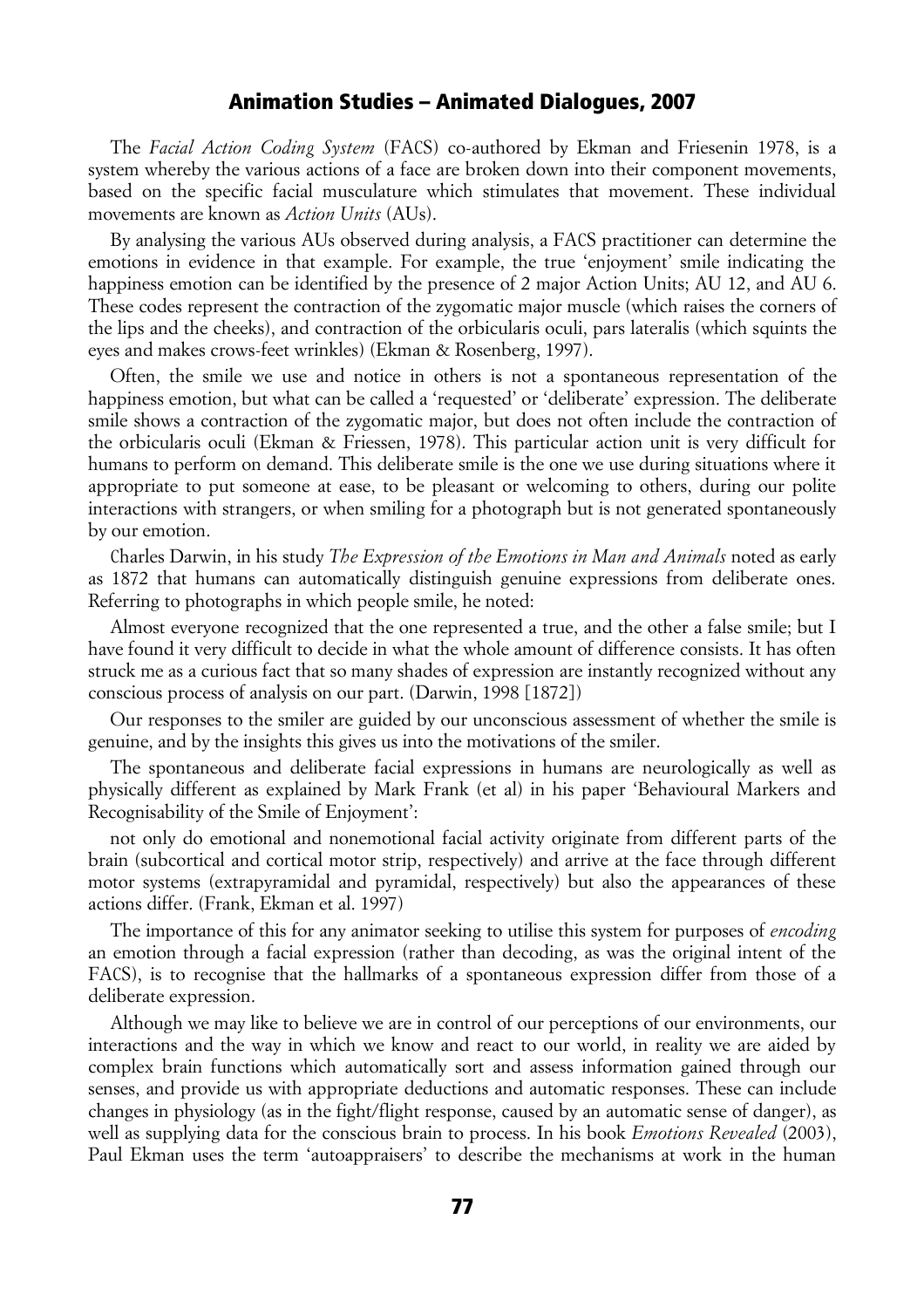The *Facial Action Coding System* (FACS) co-authored by Ekman and Friesenin 1978, is a system whereby the various actions of a face are broken down into their component movements, based on the specific facial musculature which stimulates that movement. These individual movements are known as *Action Units* (AUs).

By analysing the various AUs observed during analysis, a FACS practitioner can determine the emotions in evidence in that example. For example, the true 'enjoyment' smile indicating the happiness emotion can be identified by the presence of 2 major Action Units; AU 12, and AU 6. These codes represent the contraction of the zygomatic major muscle (which raises the corners of the lips and the cheeks), and contraction of the orbicularis oculi, pars lateralis (which squints the eyes and makes crows-feet wrinkles) (Ekman & Rosenberg, 1997).

Often, the smile we use and notice in others is not a spontaneous representation of the happiness emotion, but what can be called a 'requested' or 'deliberate' expression. The deliberate smile shows a contraction of the zygomatic major, but does not often include the contraction of the orbicularis oculi (Ekman & Friessen, 1978). This particular action unit is very difficult for humans to perform on demand. This deliberate smile is the one we use during situations where it appropriate to put someone at ease, to be pleasant or welcoming to others, during our polite interactions with strangers, or when smiling for a photograph but is not generated spontaneously by our emotion.

Charles Darwin, in his study *The Expression of the Emotions in Man and Animals* noted as early as 1872 that humans can automatically distinguish genuine expressions from deliberate ones. Referring to photographs in which people smile, he noted:

Almost everyone recognized that the one represented a true, and the other a false smile; but I have found it very difficult to decide in what the whole amount of difference consists. It has often struck me as a curious fact that so many shades of expression are instantly recognized without any conscious process of analysis on our part. (Darwin, 1998 [1872])

Our responses to the smiler are guided by our unconscious assessment of whether the smile is genuine, and by the insights this gives us into the motivations of the smiler.

The spontaneous and deliberate facial expressions in humans are neurologically as well as physically different as explained by Mark Frank (et al) in his paper 'Behavioural Markers and Recognisability of the Smile of Enjoyment':

not only do emotional and nonemotional facial activity originate from different parts of the brain (subcortical and cortical motor strip, respectively) and arrive at the face through different motor systems (extrapyramidal and pyramidal, respectively) but also the appearances of these actions differ. (Frank, Ekman et al. 1997)

The importance of this for any animator seeking to utilise this system for purposes of *encoding* an emotion through a facial expression (rather than decoding, as was the original intent of the FACS), is to recognise that the hallmarks of a spontaneous expression differ from those of a deliberate expression.

Although we may like to believe we are in control of our perceptions of our environments, our interactions and the way in which we know and react to our world, in reality we are aided by complex brain functions which automatically sort and assess information gained through our senses, and provide us with appropriate deductions and automatic responses. These can include changes in physiology (as in the fight/flight response, caused by an automatic sense of danger), as well as supplying data for the conscious brain to process. In his book *Emotions Revealed* (2003), Paul Ekman uses the term 'autoappraisers' to describe the mechanisms at work in the human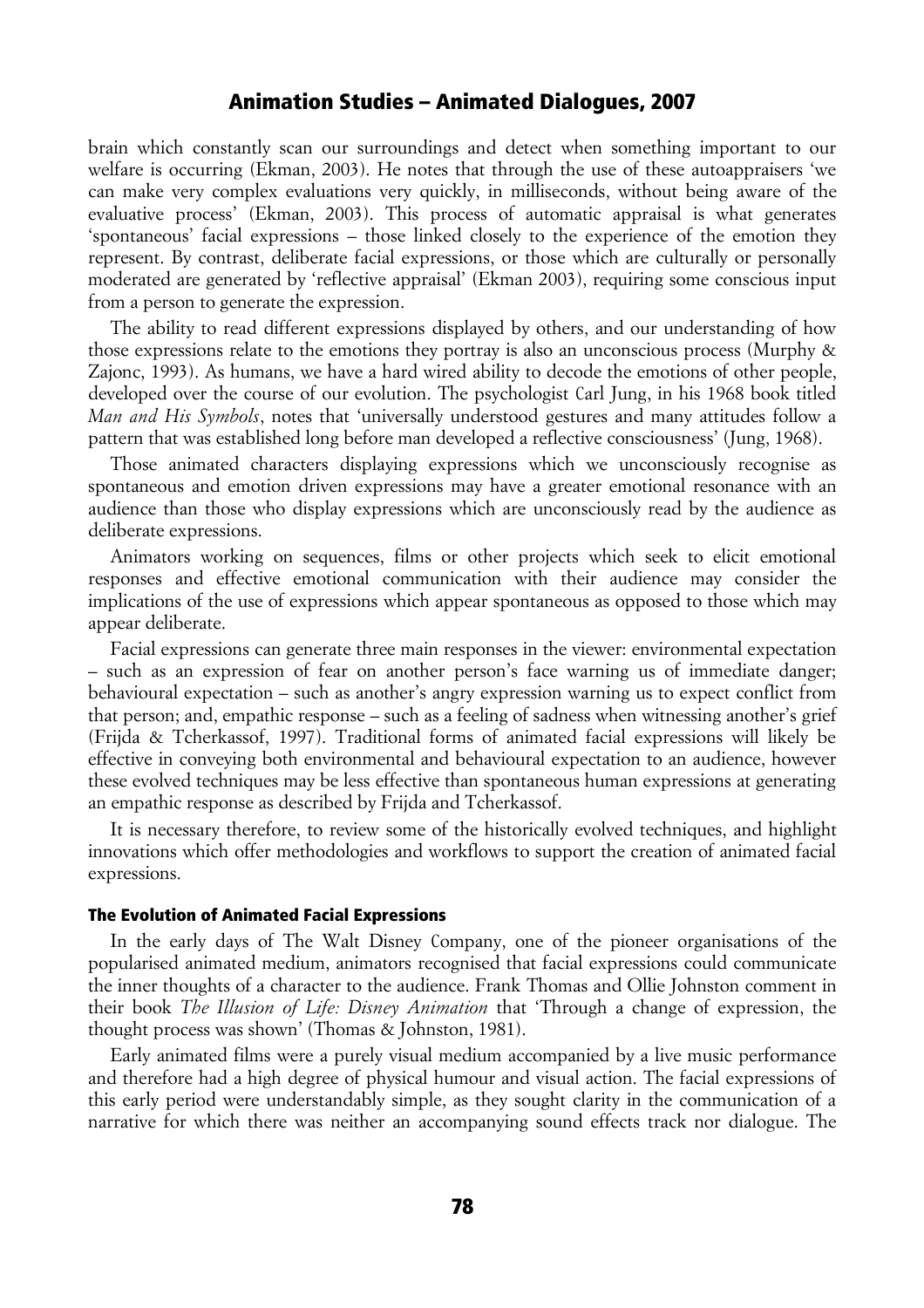brain which constantly scan our surroundings and detect when something important to our welfare is occurring (Ekman, 2003). He notes that through the use of these autoappraisers 'we can make very complex evaluations very quickly, in milliseconds, without being aware of the evaluative process' (Ekman, 2003). This process of automatic appraisal is what generates 'spontaneous' facial expressions – those linked closely to the experience of the emotion they represent. By contrast, deliberate facial expressions, or those which are culturally or personally moderated are generated by 'reflective appraisal' (Ekman 2003), requiring some conscious input from a person to generate the expression.

The ability to read different expressions displayed by others, and our understanding of how those expressions relate to the emotions they portray is also an unconscious process (Murphy & Zajonc, 1993). As humans, we have a hard wired ability to decode the emotions of other people, developed over the course of our evolution. The psychologist Carl Jung, in his 1968 book titled *Man and His Symbols*, notes that 'universally understood gestures and many attitudes follow a pattern that was established long before man developed a reflective consciousness' (Jung, 1968).

Those animated characters displaying expressions which we unconsciously recognise as spontaneous and emotion driven expressions may have a greater emotional resonance with an audience than those who display expressions which are unconsciously read by the audience as deliberate expressions.

Animators working on sequences, films or other projects which seek to elicit emotional responses and effective emotional communication with their audience may consider the implications of the use of expressions which appear spontaneous as opposed to those which may appear deliberate.

Facial expressions can generate three main responses in the viewer: environmental expectation – such as an expression of fear on another person's face warning us of immediate danger; behavioural expectation – such as another's angry expression warning us to expect conflict from that person; and, empathic response – such as a feeling of sadness when witnessing another's grief (Frijda & Tcherkassof, 1997). Traditional forms of animated facial expressions will likely be effective in conveying both environmental and behavioural expectation to an audience, however these evolved techniques may be less effective than spontaneous human expressions at generating an empathic response as described by Frijda and Tcherkassof.

It is necessary therefore, to review some of the historically evolved techniques, and highlight innovations which offer methodologies and workflows to support the creation of animated facial expressions.

### The Evolution of Animated Facial Expressions

In the early days of The Walt Disney Company, one of the pioneer organisations of the popularised animated medium, animators recognised that facial expressions could communicate the inner thoughts of a character to the audience. Frank Thomas and Ollie Johnston comment in their book *The Illusion of Life: Disney Animation* that 'Through a change of expression, the thought process was shown' (Thomas & Johnston, 1981).

Early animated films were a purely visual medium accompanied by a live music performance and therefore had a high degree of physical humour and visual action. The facial expressions of this early period were understandably simple, as they sought clarity in the communication of a narrative for which there was neither an accompanying sound effects track nor dialogue. The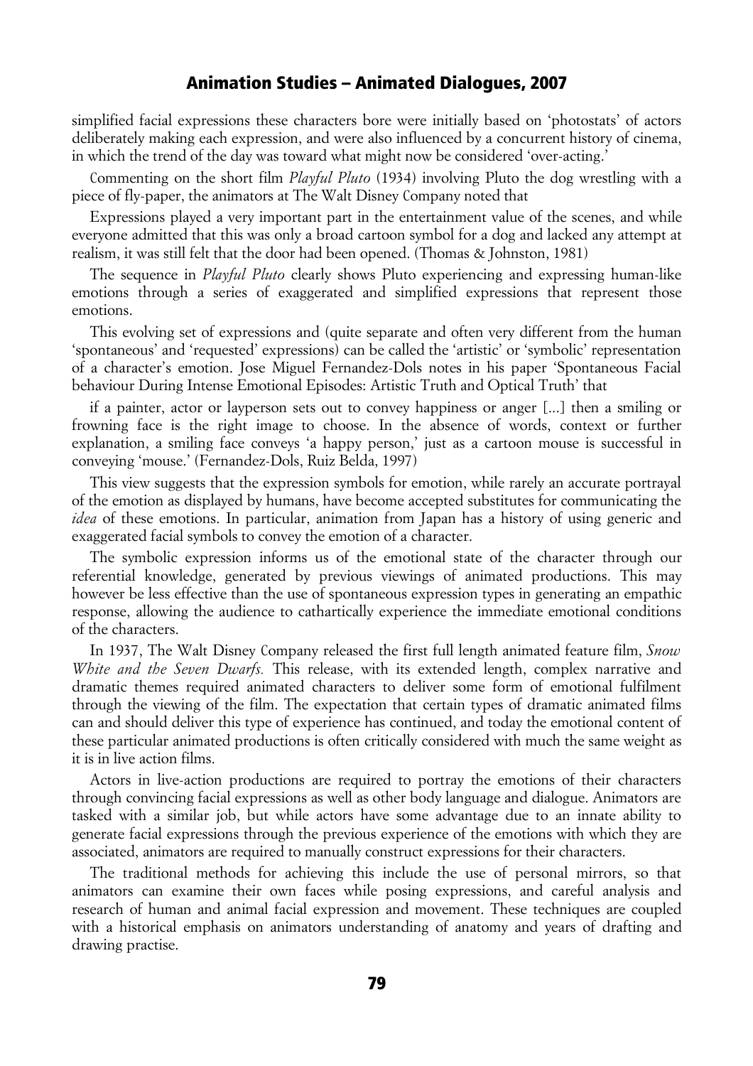simplified facial expressions these characters bore were initially based on 'photostats' of actors deliberately making each expression, and were also influenced by a concurrent history of cinema, in which the trend of the day was toward what might now be considered 'over-acting.'

Commenting on the short film *Playful Pluto* (1934) involving Pluto the dog wrestling with a piece of fly-paper, the animators at The Walt Disney Company noted that

Expressions played a very important part in the entertainment value of the scenes, and while everyone admitted that this was only a broad cartoon symbol for a dog and lacked any attempt at realism, it was still felt that the door had been opened. (Thomas & Johnston, 1981)

The sequence in *Playful Pluto* clearly shows Pluto experiencing and expressing human-like emotions through a series of exaggerated and simplified expressions that represent those emotions.

This evolving set of expressions and (quite separate and often very different from the human 'spontaneous' and 'requested' expressions) can be called the 'artistic' or 'symbolic' representation of a character's emotion. Jose Miguel Fernandez-Dols notes in his paper 'Spontaneous Facial behaviour During Intense Emotional Episodes: Artistic Truth and Optical Truth' that

if a painter, actor or layperson sets out to convey happiness or anger [...] then a smiling or frowning face is the right image to choose. In the absence of words, context or further explanation, a smiling face conveys 'a happy person,' just as a cartoon mouse is successful in conveying 'mouse.' (Fernandez-Dols, Ruiz Belda, 1997)

This view suggests that the expression symbols for emotion, while rarely an accurate portrayal of the emotion as displayed by humans, have become accepted substitutes for communicating the *idea* of these emotions. In particular, animation from Japan has a history of using generic and exaggerated facial symbols to convey the emotion of a character.

The symbolic expression informs us of the emotional state of the character through our referential knowledge, generated by previous viewings of animated productions. This may however be less effective than the use of spontaneous expression types in generating an empathic response, allowing the audience to cathartically experience the immediate emotional conditions of the characters.

In 1937, The Walt Disney Company released the first full length animated feature film, *Snow White and the Seven Dwarfs.* This release, with its extended length, complex narrative and dramatic themes required animated characters to deliver some form of emotional fulfilment through the viewing of the film. The expectation that certain types of dramatic animated films can and should deliver this type of experience has continued, and today the emotional content of these particular animated productions is often critically considered with much the same weight as it is in live action films.

Actors in live-action productions are required to portray the emotions of their characters through convincing facial expressions as well as other body language and dialogue. Animators are tasked with a similar job, but while actors have some advantage due to an innate ability to generate facial expressions through the previous experience of the emotions with which they are associated, animators are required to manually construct expressions for their characters.

The traditional methods for achieving this include the use of personal mirrors, so that animators can examine their own faces while posing expressions, and careful analysis and research of human and animal facial expression and movement. These techniques are coupled with a historical emphasis on animators understanding of anatomy and years of drafting and drawing practise.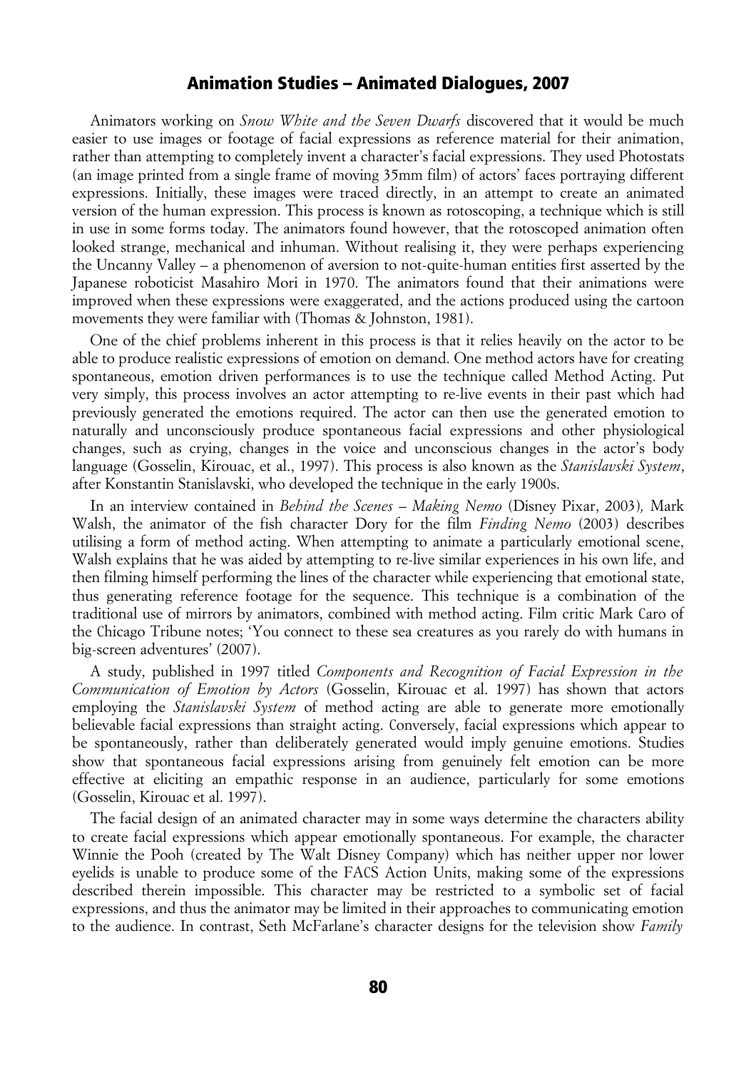Animators working on *Snow White and the Seven Dwarfs* discovered that it would be much easier to use images or footage of facial expressions as reference material for their animation, rather than attempting to completely invent a character's facial expressions. They used Photostats (an image printed from a single frame of moving 35mm film) of actors' faces portraying different expressions. Initially, these images were traced directly, in an attempt to create an animated version of the human expression. This process is known as rotoscoping, a technique which is still in use in some forms today. The animators found however, that the rotoscoped animation often looked strange, mechanical and inhuman. Without realising it, they were perhaps experiencing the Uncanny Valley – a phenomenon of aversion to not-quite-human entities first asserted by the Japanese roboticist Masahiro Mori in 1970. The animators found that their animations were improved when these expressions were exaggerated, and the actions produced using the cartoon movements they were familiar with (Thomas & Johnston, 1981).

One of the chief problems inherent in this process is that it relies heavily on the actor to be able to produce realistic expressions of emotion on demand. One method actors have for creating spontaneous, emotion driven performances is to use the technique called Method Acting. Put very simply, this process involves an actor attempting to re-live events in their past which had previously generated the emotions required. The actor can then use the generated emotion to naturally and unconsciously produce spontaneous facial expressions and other physiological changes, such as crying, changes in the voice and unconscious changes in the actor's body language (Gosselin, Kirouac, et al., 1997). This process is also known as the *Stanislavski System*, after Konstantin Stanislavski, who developed the technique in the early 1900s.

In an interview contained in *Behind the Scenes – Making Nemo* (Disney Pixar, 2003), Mark Walsh, the animator of the fish character Dory for the film *Finding Nemo* (2003) describes utilising a form of method acting. When attempting to animate a particularly emotional scene, Walsh explains that he was aided by attempting to re-live similar experiences in his own life, and then filming himself performing the lines of the character while experiencing that emotional state, thus generating reference footage for the sequence. This technique is a combination of the traditional use of mirrors by animators, combined with method acting. Film critic Mark Caro of the Chicago Tribune notes; 'You connect to these sea creatures as you rarely do with humans in big-screen adventures' (2007).

A study, published in 1997 titled *Components and Recognition of Facial Expression in the Communication of Emotion by Actors* (Gosselin, Kirouac et al. 1997) has shown that actors employing the *Stanislavski System* of method acting are able to generate more emotionally believable facial expressions than straight acting. Conversely, facial expressions which appear to be spontaneously, rather than deliberately generated would imply genuine emotions. Studies show that spontaneous facial expressions arising from genuinely felt emotion can be more effective at eliciting an empathic response in an audience, particularly for some emotions (Gosselin, Kirouac et al. 1997).

The facial design of an animated character may in some ways determine the characters ability to create facial expressions which appear emotionally spontaneous. For example, the character Winnie the Pooh (created by The Walt Disney Company) which has neither upper nor lower eyelids is unable to produce some of the FACS Action Units, making some of the expressions described therein impossible. This character may be restricted to a symbolic set of facial expressions, and thus the animator may be limited in their approaches to communicating emotion to the audience. In contrast, Seth McFarlane's character designs for the television show *Family*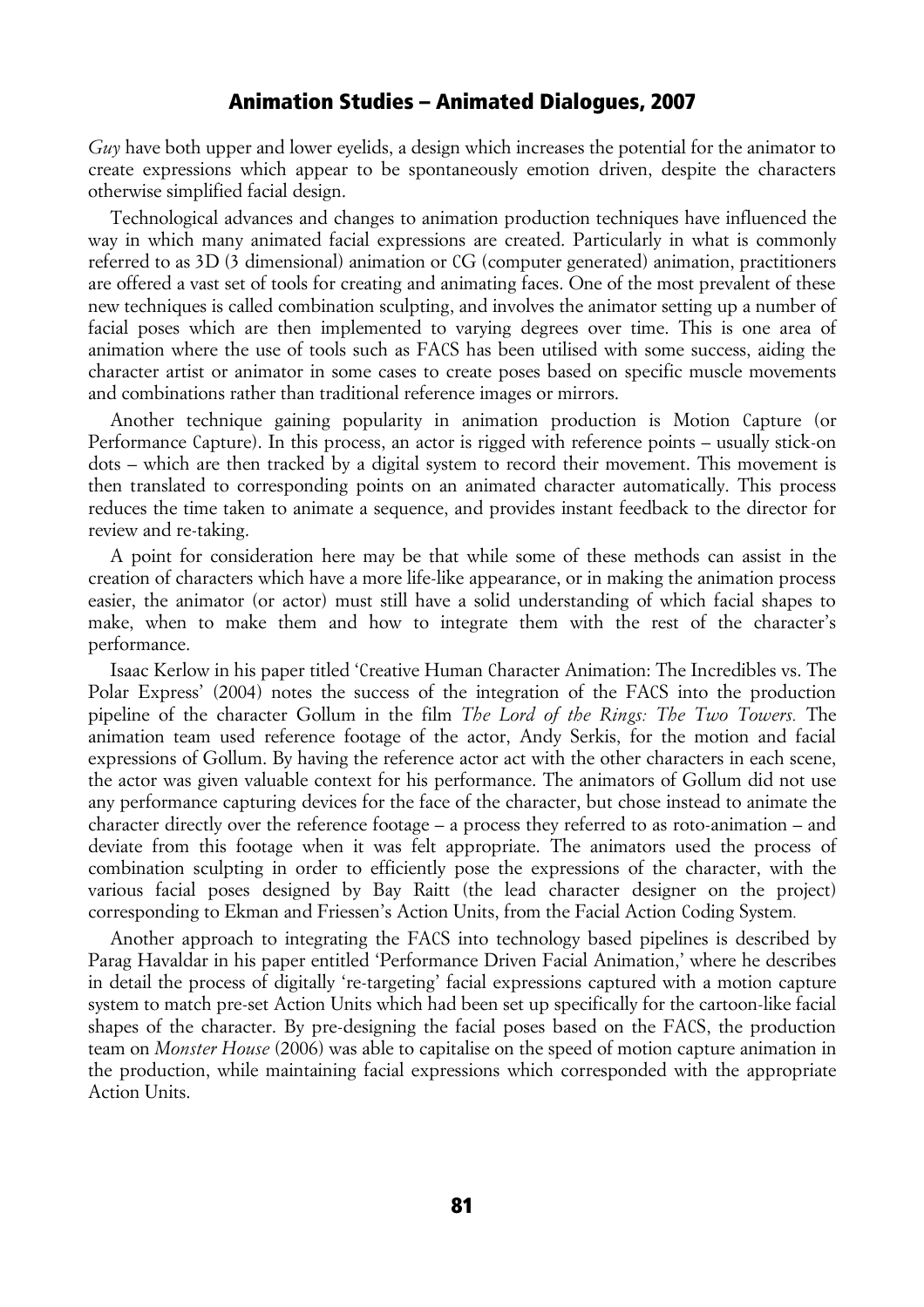*Guy* have both upper and lower eyelids, a design which increases the potential for the animator to create expressions which appear to be spontaneously emotion driven, despite the characters otherwise simplified facial design.

Technological advances and changes to animation production techniques have influenced the way in which many animated facial expressions are created. Particularly in what is commonly referred to as 3D (3 dimensional) animation or CG (computer generated) animation, practitioners are offered a vast set of tools for creating and animating faces. One of the most prevalent of these new techniques is called combination sculpting, and involves the animator setting up a number of facial poses which are then implemented to varying degrees over time. This is one area of animation where the use of tools such as FACS has been utilised with some success, aiding the character artist or animator in some cases to create poses based on specific muscle movements and combinations rather than traditional reference images or mirrors.

Another technique gaining popularity in animation production is Motion Capture (or Performance Capture). In this process, an actor is rigged with reference points – usually stick-on dots – which are then tracked by a digital system to record their movement. This movement is then translated to corresponding points on an animated character automatically. This process reduces the time taken to animate a sequence, and provides instant feedback to the director for review and re-taking.

A point for consideration here may be that while some of these methods can assist in the creation of characters which have a more life-like appearance, or in making the animation process easier, the animator (or actor) must still have a solid understanding of which facial shapes to make, when to make them and how to integrate them with the rest of the character's performance.

Isaac Kerlow in his paper titled 'Creative Human Character Animation: The Incredibles vs. The Polar Express' (2004) notes the success of the integration of the FACS into the production pipeline of the character Gollum in the film *The Lord of the Rings: The Two Towers.* The animation team used reference footage of the actor, Andy Serkis, for the motion and facial expressions of Gollum. By having the reference actor act with the other characters in each scene, the actor was given valuable context for his performance. The animators of Gollum did not use any performance capturing devices for the face of the character, but chose instead to animate the character directly over the reference footage – a process they referred to as roto-animation – and deviate from this footage when it was felt appropriate. The animators used the process of combination sculpting in order to efficiently pose the expressions of the character, with the various facial poses designed by Bay Raitt (the lead character designer on the project) corresponding to Ekman and Friessen's Action Units, from the Facial Action Coding System.

Another approach to integrating the FACS into technology based pipelines is described by Parag Havaldar in his paper entitled 'Performance Driven Facial Animation,' where he describes in detail the process of digitally 're-targeting' facial expressions captured with a motion capture system to match pre-set Action Units which had been set up specifically for the cartoon-like facial shapes of the character. By pre-designing the facial poses based on the FACS, the production team on *Monster House* (2006) was able to capitalise on the speed of motion capture animation in the production, while maintaining facial expressions which corresponded with the appropriate Action Units.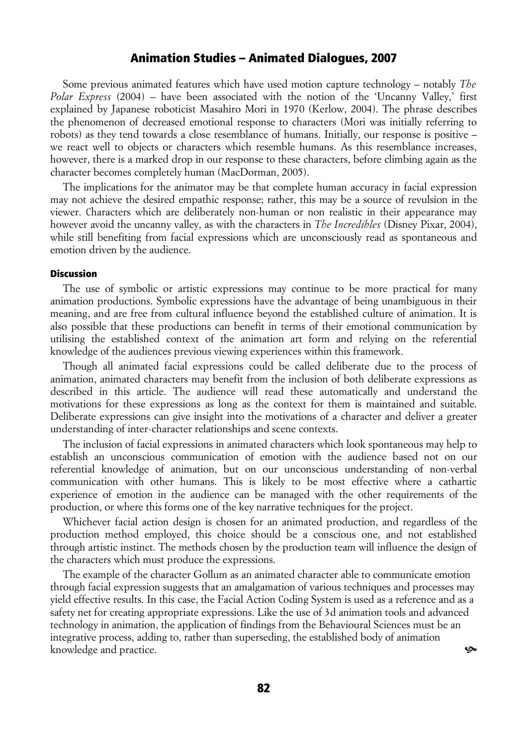Some previous animated features which have used motion capture technology – notably *The Polar Express* (2004) – have been associated with the notion of the 'Uncanny Valley,' first explained by Japanese roboticist Masahiro Mori in 1970 (Kerlow, 2004). The phrase describes the phenomenon of decreased emotional response to characters (Mori was initially referring to robots) as they tend towards a close resemblance of humans. Initially, our response is positive – we react well to objects or characters which resemble humans. As this resemblance increases, however, there is a marked drop in our response to these characters, before climbing again as the character becomes completely human (MacDorman, 2005).

The implications for the animator may be that complete human accuracy in facial expression may not achieve the desired empathic response; rather, this may be a source of revulsion in the viewer. Characters which are deliberately non-human or non realistic in their appearance may however avoid the uncanny valley, as with the characters in *The Incredibles* (Disney Pixar, 2004), while still benefiting from facial expressions which are unconsciously read as spontaneous and emotion driven by the audience.

### Discussion

The use of symbolic or artistic expressions may continue to be more practical for many animation productions. Symbolic expressions have the advantage of being unambiguous in their meaning, and are free from cultural influence beyond the established culture of animation. It is also possible that these productions can benefit in terms of their emotional communication by utilising the established context of the animation art form and relying on the referential knowledge of the audiences previous viewing experiences within this framework.

Though all animated facial expressions could be called deliberate due to the process of animation, animated characters may benefit from the inclusion of both deliberate expressions as described in this article. The audience will read these automatically and understand the motivations for these expressions as long as the context for them is maintained and suitable. Deliberate expressions can give insight into the motivations of a character and deliver a greater understanding of inter-character relationships and scene contexts.

The inclusion of facial expressions in animated characters which look spontaneous may help to establish an unconscious communication of emotion with the audience based not on our referential knowledge of animation, but on our unconscious understanding of non-verbal communication with other humans. This is likely to be most effective where a cathartic experience of emotion in the audience can be managed with the other requirements of the production, or where this forms one of the key narrative techniques for the project.

Whichever facial action design is chosen for an animated production, and regardless of the production method employed, this choice should be a conscious one, and not established through artistic instinct. The methods chosen by the production team will influence the design of the characters which must produce the expressions.

The example of the character Gollum as an animated character able to communicate emotion through facial expression suggests that an amalgamation of various techniques and processes may yield effective results. In this case, the Facial Action Coding System is used as a reference and as a safety net for creating appropriate expressions. Like the use of 3d animation tools and advanced technology in animation, the application of findings from the Behavioural Sciences must be an integrative process, adding to, rather than superseding, the established body of animation knowledge and practice.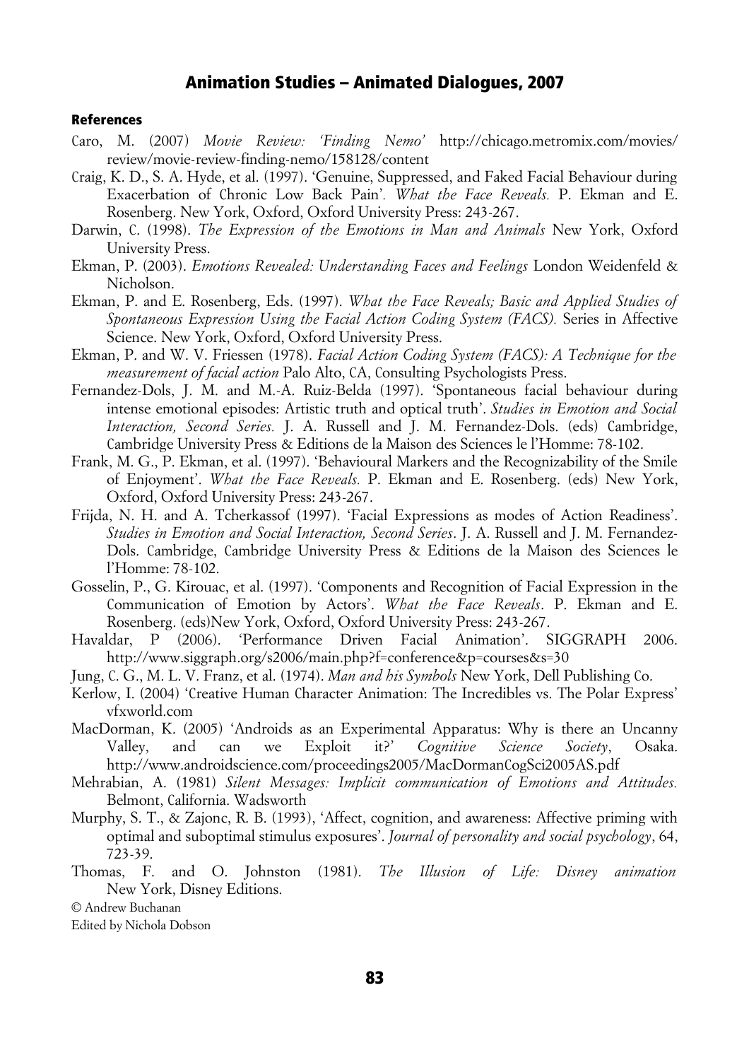### References

Caro, M. (2007) *Movie Review: 'Finding Nemo'* http://chicago.metromix.com/movies/review/movie-review-finding-nemo/158128/content

Craig, K. D., S. A. Hyde, et al. (1997). 'Genuine, Suppressed, and Faked Facial Behaviour during Exacerbation of Chronic Low Back Pain'. *What the Face Reveals.* P. Ekman and E. Rosenberg. New York, Oxford, Oxford University Press: 243-267.

Darwin, C. (1998). *The Expression of the Emotions in Man and Animals* New York, Oxford University Press.

Ekman, P. (2003). *Emotions Revealed: Understanding Faces and Feelings* London Weidenfeld & Nicholson.

Ekman, P. and E. Rosenberg, Eds. (1997). *What the Face Reveals; Basic and Applied Studies of Spontaneous Expression Using the Facial Action Coding System (FACS).* Series in Affective Science. New York, Oxford, Oxford University Press.

Ekman, P. and W. V. Friessen (1978). *Facial Action Coding System (FACS): A Technique for the measurement of facial action* Palo Alto, CA, Consulting Psychologists Press.

Fernandez-Dols, J. M. and M.-A. Ruiz-Belda (1997). 'Spontaneous facial behaviour during intense emotional episodes: Artistic truth and optical truth'. *Studies in Emotion and Social Interaction, Second Series.* J. A. Russell and J. M. Fernandez-Dols. (eds) Cambridge, Cambridge University Press & Editions de la Maison des Sciences le l'Homme: 78-102.

Frank, M. G., P. Ekman, et al. (1997). 'Behavioural Markers and the Recognizability of the Smile of Enjoyment'. *What the Face Reveals.* P. Ekman and E. Rosenberg. (eds) New York, Oxford, Oxford University Press: 243-267.

Frijda, N. H. and A. Tcherkassof (1997). 'Facial Expressions as modes of Action Readiness'. *Studies in Emotion and Social Interaction, Second Series*. J. A. Russell and J. M. Fernandez-Dols. Cambridge, Cambridge University Press & Editions de la Maison des Sciences le l'Homme: 78-102.

Gosselin, P., G. Kirouac, et al. (1997). 'Components and Recognition of Facial Expression in the Communication of Emotion by Actors'. *What the Face Reveals*. P. Ekman and E. Rosenberg. (eds)New York, Oxford, Oxford University Press: 243-267.

Havaldar, P (2006). 'Performance Driven Facial Animation'. SIGGRAPH 2006. http://www.siggraph.org/s2006/main.php?f=conference&p=courses&s=30

Jung, C. G., M. L. V. Franz, et al. (1974). *Man and his Symbols* New York, Dell Publishing Co.

Kerlow, I. (2004) 'Creative Human Character Animation: The Incredibles vs. The Polar Express' vfxworld.com

MacDorman, K. (2005) 'Androids as an Experimental Apparatus: Why is there an Uncanny Valley, and can we Exploit it?' *Cognitive Science Society*, Osaka. http://www.androidscience.com/proceedings2005/MacDormanCogSci2005AS.pdf

Mehrabian, A. (1981) *Silent Messages: Implicit communication of Emotions and Attitudes.* Belmont, California. Wadsworth

Murphy, S. T., & Zajonc, R. B. (1993), 'Affect, cognition, and awareness: Affective priming with optimal and suboptimal stimulus exposures'. *Journal of personality and social psychology*, 64, 723-39.

Thomas, F. and O. Johnston (1981). *The Illusion of Life: Disney animation* New York, Disney Editions.

© Andrew Buchanan

Edited by Nichola Dobson